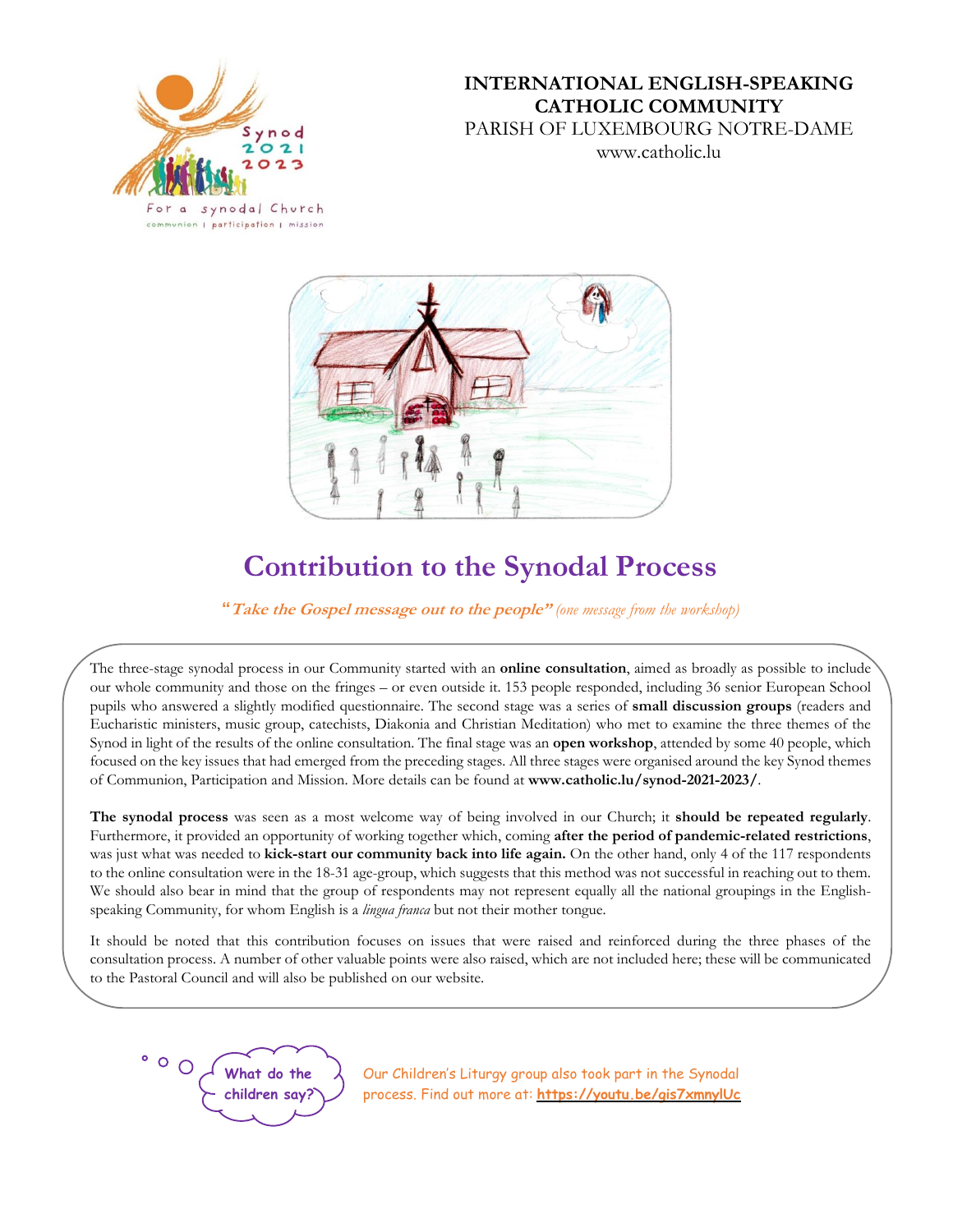**INTERNATIONAL ENGLISH-SPEAKING CATHOLIC COMMUNITY**
PARISH OF LUXEMBOURG NOTRE-DAME
www.catholic.lu

# Contribution to the Synodal Process

"***Take the Gospel message out to the people***" *(one message from the workshop)*

The three-stage synodal process in our Community started with an **online consultation**, aimed as broadly as possible to include our whole community and those on the fringes – or even outside it. 153 people responded, including 36 senior European School pupils who answered a slightly modified questionnaire. The second stage was a series of **small discussion groups** (readers and Eucharistic ministers, music group, catechists, Diakonia and Christian Meditation) who met to examine the three themes of the Synod in light of the results of the online consultation. The final stage was an **open workshop**, attended by some 40 people, which focused on the key issues that had emerged from the preceding stages. All three stages were organised around the key Synod themes of Communion, Participation and Mission. More details can be found at **www.catholic.lu/synod-2021-2023/**.

**The synodal process** was seen as a most welcome way of being involved in our Church; it **should be repeated regularly**. Furthermore, it provided an opportunity of working together which, coming **after the period of pandemic-related restrictions**, was just what was needed to **kick-start our community back into life again.** On the other hand, only 4 of the 117 respondents to the online consultation were in the 18-31 age-group, which suggests that this method was not successful in reaching out to them. We should also bear in mind that the group of respondents may not represent equally all the national groupings in the English-speaking Community, for whom English is a *lingua franca* but not their mother tongue.

It should be noted that this contribution focuses on issues that were raised and reinforced during the three phases of the consultation process. A number of other valuable points were also raised, which are not included here; these will be communicated to the Pastoral Council and will also be published on our website.

**What do the children say?**

Our Children's Liturgy group also took part in the Synodal process. Find out more at: **https://youtu.be/gis7xmnylUc**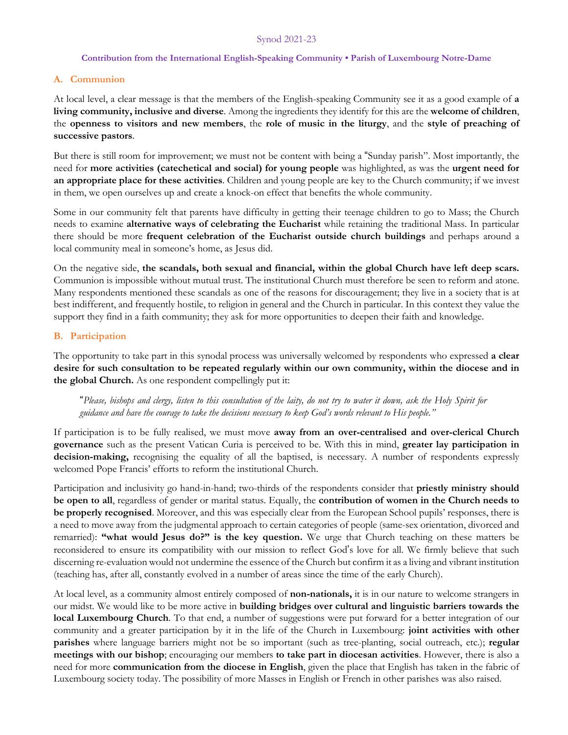Synod 2021-23

**Contribution from the International English-Speaking Community • Parish of Luxembourg Notre-Dame**

## A. Communion

At local level, a clear message is that the members of the English-speaking Community see it as a good example of **a living community, inclusive and diverse**. Among the ingredients they identify for this are the **welcome of children**, the **openness to visitors and new members**, the **role of music in the liturgy**, and the **style of preaching of successive pastors**.

But there is still room for improvement; we must not be content with being a "Sunday parish". Most importantly, the need for **more activities (catechetical and social) for young people** was highlighted, as was the **urgent need for an appropriate place for these activities**. Children and young people are key to the Church community; if we invest in them, we open ourselves up and create a knock-on effect that benefits the whole community.

Some in our community felt that parents have difficulty in getting their teenage children to go to Mass; the Church needs to examine **alternative ways of celebrating the Eucharist** while retaining the traditional Mass. In particular there should be more **frequent celebration of the Eucharist outside church buildings** and perhaps around a local community meal in someone's home, as Jesus did.

On the negative side, **the scandals, both sexual and financial, within the global Church have left deep scars.** Communion is impossible without mutual trust. The institutional Church must therefore be seen to reform and atone. Many respondents mentioned these scandals as one of the reasons for discouragement; they live in a society that is at best indifferent, and frequently hostile, to religion in general and the Church in particular. In this context they value the support they find in a faith community; they ask for more opportunities to deepen their faith and knowledge.

## B. Participation

The opportunity to take part in this synodal process was universally welcomed by respondents who expressed **a clear desire for such consultation to be repeated regularly within our own community, within the diocese and in the global Church.** As one respondent compellingly put it:

> "*Please, bishops and clergy, listen to this consultation of the laity, do not try to water it down, ask the Holy Spirit for guidance and have the courage to take the decisions necessary to keep God's words relevant to His people."*

If participation is to be fully realised, we must move **away from an over-centralised and over-clerical Church governance** such as the present Vatican Curia is perceived to be. With this in mind, **greater lay participation in decision-making,** recognising the equality of all the baptised, is necessary. A number of respondents expressly welcomed Pope Francis' efforts to reform the institutional Church.

Participation and inclusivity go hand-in-hand; two-thirds of the respondents consider that **priestly ministry should be open to all**, regardless of gender or marital status. Equally, the **contribution of women in the Church needs to be properly recognised**. Moreover, and this was especially clear from the European School pupils' responses, there is a need to move away from the judgmental approach to certain categories of people (same-sex orientation, divorced and remarried): **"what would Jesus do?" is the key question.** We urge that Church teaching on these matters be reconsidered to ensure its compatibility with our mission to reflect God's love for all. We firmly believe that such discerning re-evaluation would not undermine the essence of the Church but confirm it as a living and vibrant institution (teaching has, after all, constantly evolved in a number of areas since the time of the early Church).

At local level, as a community almost entirely composed of **non-nationals,** it is in our nature to welcome strangers in our midst. We would like to be more active in **building bridges over cultural and linguistic barriers towards the local Luxembourg Church**. To that end, a number of suggestions were put forward for a better integration of our community and a greater participation by it in the life of the Church in Luxembourg: **joint activities with other parishes** where language barriers might not be so important (such as tree-planting, social outreach, etc.); **regular meetings with our bishop**; encouraging our members **to take part in diocesan activities**. However, there is also a need for more **communication from the diocese in English**, given the place that English has taken in the fabric of Luxembourg society today. The possibility of more Masses in English or French in other parishes was also raised.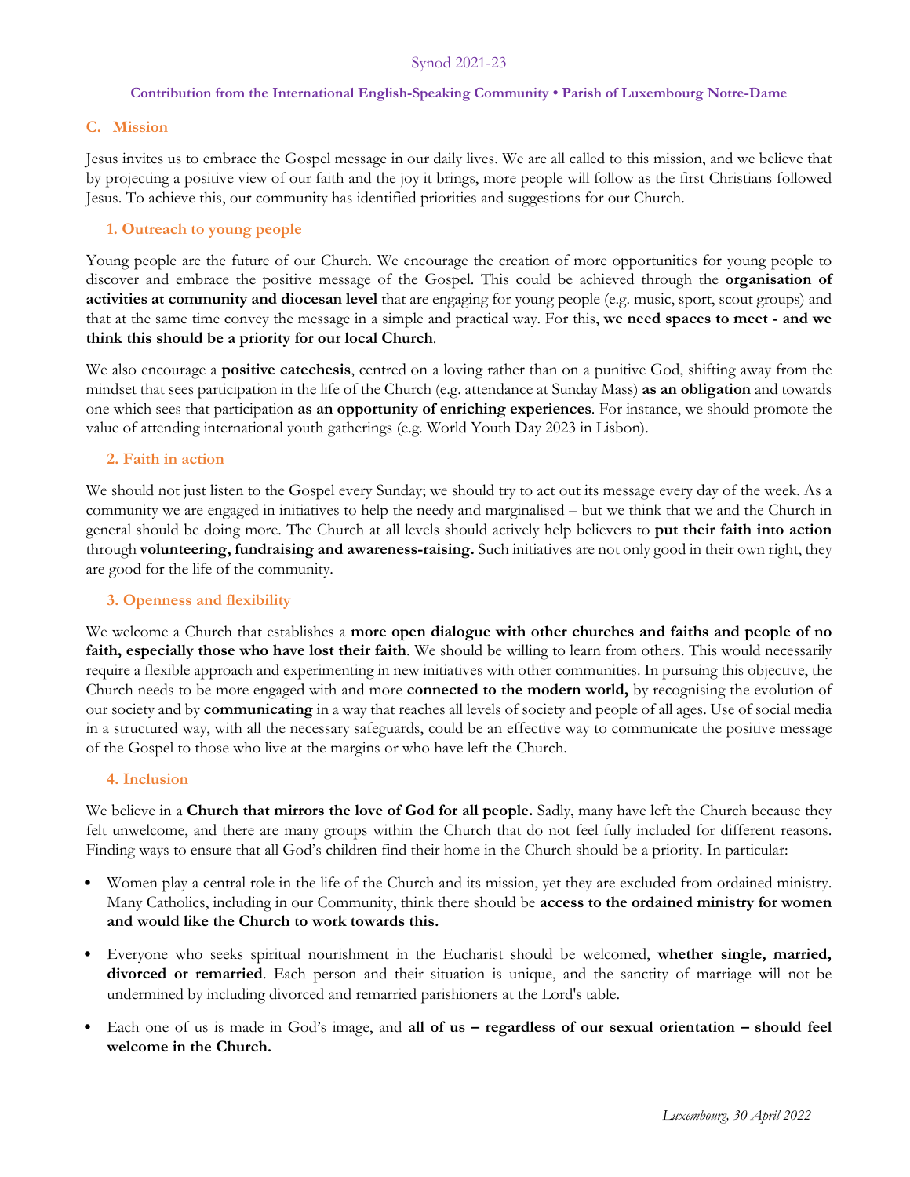Synod 2021-23

**Contribution from the International English-Speaking Community • Parish of Luxembourg Notre-Dame**

## C. Mission

Jesus invites us to embrace the Gospel message in our daily lives. We are all called to this mission, and we believe that by projecting a positive view of our faith and the joy it brings, more people will follow as the first Christians followed Jesus. To achieve this, our community has identified priorities and suggestions for our Church.

### 1. Outreach to young people

Young people are the future of our Church. We encourage the creation of more opportunities for young people to discover and embrace the positive message of the Gospel. This could be achieved through the **organisation of activities at community and diocesan level** that are engaging for young people (e.g. music, sport, scout groups) and that at the same time convey the message in a simple and practical way. For this, **we need spaces to meet - and we think this should be a priority for our local Church**.

We also encourage a **positive catechesis**, centred on a loving rather than on a punitive God, shifting away from the mindset that sees participation in the life of the Church (e.g. attendance at Sunday Mass) **as an obligation** and towards one which sees that participation **as an opportunity of enriching experiences**. For instance, we should promote the value of attending international youth gatherings (e.g. World Youth Day 2023 in Lisbon).

### 2. Faith in action

We should not just listen to the Gospel every Sunday; we should try to act out its message every day of the week. As a community we are engaged in initiatives to help the needy and marginalised – but we think that we and the Church in general should be doing more. The Church at all levels should actively help believers to **put their faith into action** through **volunteering, fundraising and awareness-raising.** Such initiatives are not only good in their own right, they are good for the life of the community.

### 3. Openness and flexibility

We welcome a Church that establishes a **more open dialogue with other churches and faiths and people of no faith, especially those who have lost their faith**. We should be willing to learn from others. This would necessarily require a flexible approach and experimenting in new initiatives with other communities. In pursuing this objective, the Church needs to be more engaged with and more **connected to the modern world,** by recognising the evolution of our society and by **communicating** in a way that reaches all levels of society and people of all ages. Use of social media in a structured way, with all the necessary safeguards, could be an effective way to communicate the positive message of the Gospel to those who live at the margins or who have left the Church.

### 4. Inclusion

We believe in a **Church that mirrors the love of God for all people.** Sadly, many have left the Church because they felt unwelcome, and there are many groups within the Church that do not feel fully included for different reasons. Finding ways to ensure that all God's children find their home in the Church should be a priority. In particular:

- Women play a central role in the life of the Church and its mission, yet they are excluded from ordained ministry. Many Catholics, including in our Community, think there should be **access to the ordained ministry for women and would like the Church to work towards this.**
- Everyone who seeks spiritual nourishment in the Eucharist should be welcomed, **whether single, married, divorced or remarried**. Each person and their situation is unique, and the sanctity of marriage will not be undermined by including divorced and remarried parishioners at the Lord's table.
- Each one of us is made in God's image, and **all of us – regardless of our sexual orientation – should feel welcome in the Church.**

*Luxembourg, 30 April 2022*